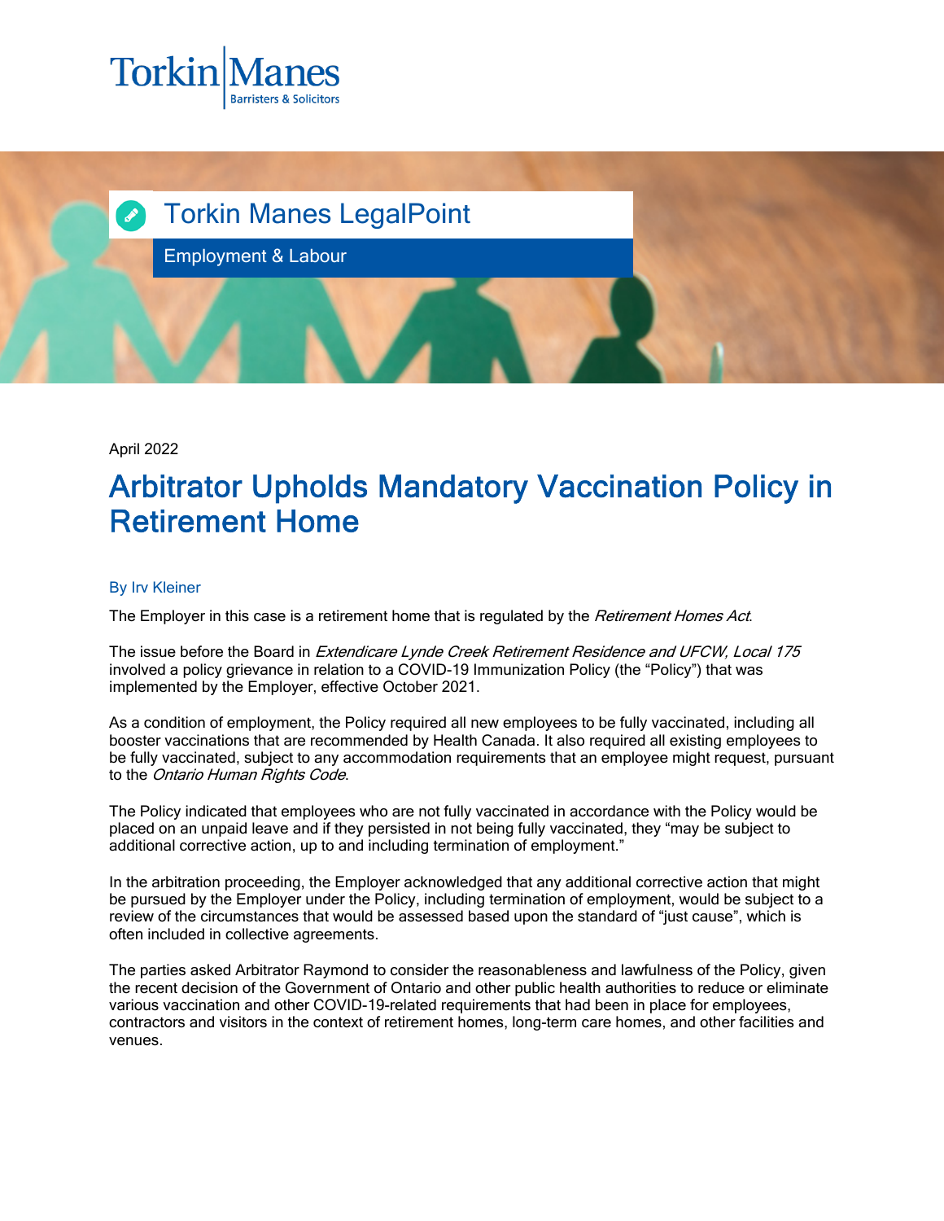Torkin Manes LegalPoint

Employment & Labour

April 2022

# Arbitrator Upholds Mandatory Vaccination Policy in Retirement Home

By Irv Kleiner

The Employer in this case is a retirement home that is regulated by the *Retirement Homes Act*.

The issue before the Board in *Extendicare Lynde Creek Retirement Residence and UFCW, Local 175* involved a policy grievance in relation to a COVID-19 Immunization Policy (the "Policy") that was implemented by the Employer, effective October 2021.

As a condition of employment, the Policy required all new employees to be fully vaccinated, including all booster vaccinations that are recommended by Health Canada. It also required all existing employees to be fully vaccinated, subject to any accommodation requirements that an employee might request, pursuant to the *Ontario Human Rights Code*.

The Policy indicated that employees who are not fully vaccinated in accordance with the Policy would be placed on an unpaid leave and if they persisted in not being fully vaccinated, they "may be subject to additional corrective action, up to and including termination of employment."

In the arbitration proceeding, the Employer acknowledged that any additional corrective action that might be pursued by the Employer under the Policy, including termination of employment, would be subject to a review of the circumstances that would be assessed based upon the standard of "just cause", which is often included in collective agreements.

The parties asked Arbitrator Raymond to consider the reasonableness and lawfulness of the Policy, given the recent decision of the Government of Ontario and other public health authorities to reduce or eliminate various vaccination and other COVID-19-related requirements that had been in place for employees, contractors and visitors in the context of retirement homes, long-term care homes, and other facilities and venues.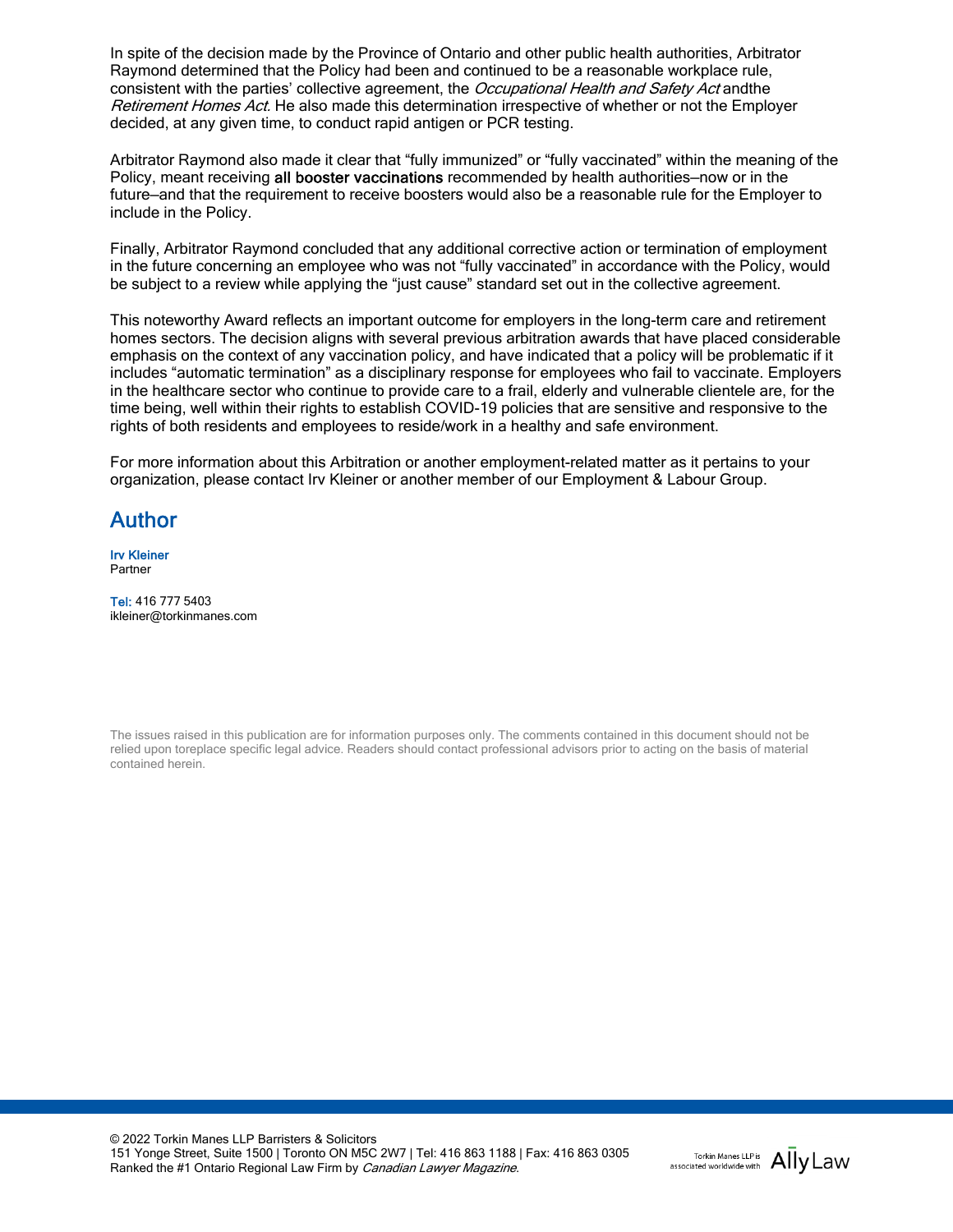In spite of the decision made by the Province of Ontario and other public health authorities, Arbitrator Raymond determined that the Policy had been and continued to be a reasonable workplace rule, consistent with the parties' collective agreement, the *Occupational Health and Safety Act* andthe *Retirement Homes Act*. He also made this determination irrespective of whether or not the Employer decided, at any given time, to conduct rapid antigen or PCR testing.

Arbitrator Raymond also made it clear that "fully immunized" or "fully vaccinated" within the meaning of the Policy, meant receiving **all booster vaccinations** recommended by health authorities—now or in the future—and that the requirement to receive boosters would also be a reasonable rule for the Employer to include in the Policy.

Finally, Arbitrator Raymond concluded that any additional corrective action or termination of employment in the future concerning an employee who was not "fully vaccinated" in accordance with the Policy, would be subject to a review while applying the "just cause" standard set out in the collective agreement.

This noteworthy Award reflects an important outcome for employers in the long-term care and retirement homes sectors. The decision aligns with several previous arbitration awards that have placed considerable emphasis on the context of any vaccination policy, and have indicated that a policy will be problematic if it includes "automatic termination" as a disciplinary response for employees who fail to vaccinate. Employers in the healthcare sector who continue to provide care to a frail, elderly and vulnerable clientele are, for the time being, well within their rights to establish COVID-19 policies that are sensitive and responsive to the rights of both residents and employees to reside/work in a healthy and safe environment.

For more information about this Arbitration or another employment-related matter as it pertains to your organization, please contact Irv Kleiner or another member of our Employment & Labour Group.

## Author

**Irv Kleiner**
Partner

Tel: 416 777 5403
ikleiner@torkinmanes.com

The issues raised in this publication are for information purposes only. The comments contained in this document should not be relied upon toreplace specific legal advice. Readers should contact professional advisors prior to acting on the basis of material contained herein.

© 2022 Torkin Manes LLP Barristers & Solicitors
151 Yonge Street, Suite 1500 | Toronto ON M5C 2W7 | Tel: 416 863 1188 | Fax: 416 863 0305
Ranked the #1 Ontario Regional Law Firm by *Canadian Lawyer Magazine*.

Torkin Manes LLP is associated worldwide with AllyLaw